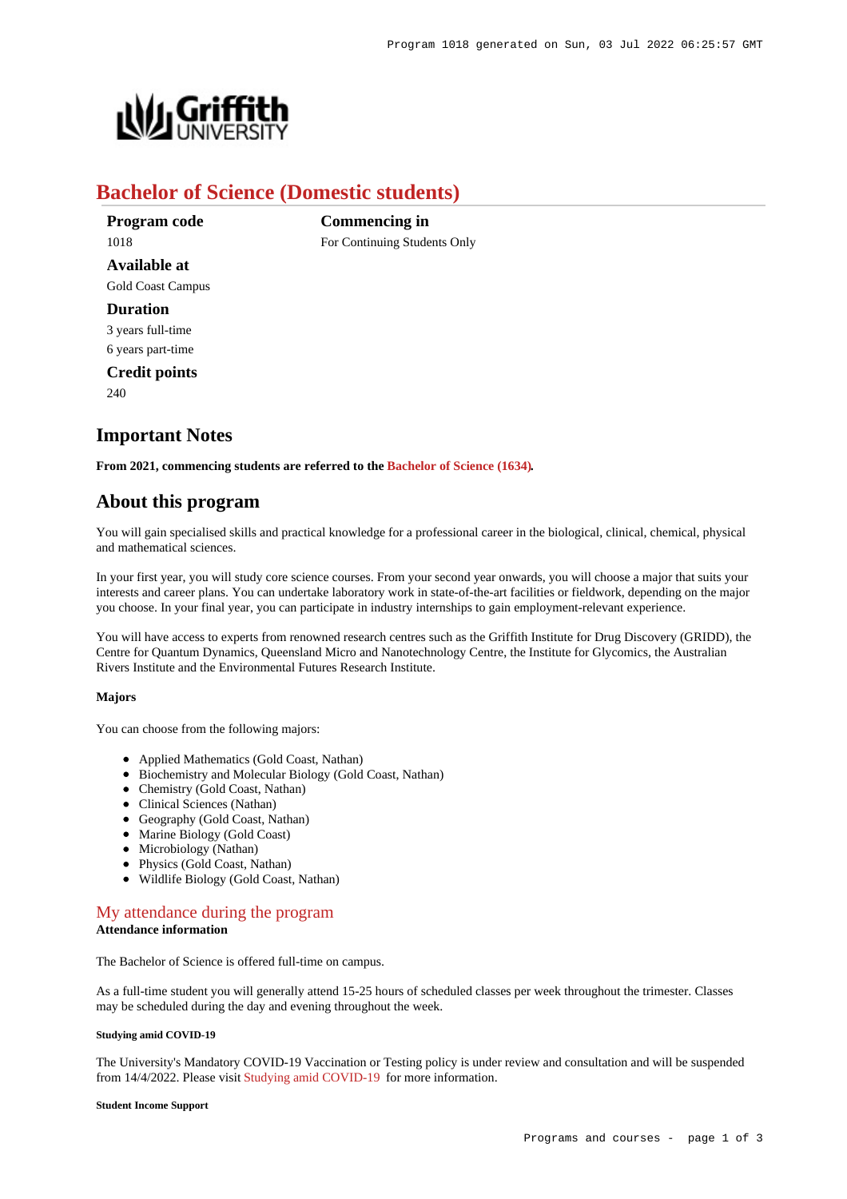# Bachelor of Science (Domestic students)

**Program code**
1018

**Available at**
Gold Coast Campus

**Duration**
3 years full-time
6 years part-time

**Credit points**
240

**Commencing in**
For Continuing Students Only

## Important Notes

**From 2021, commencing students are referred to the Bachelor of Science (1634).**

## About this program

You will gain specialised skills and practical knowledge for a professional career in the biological, clinical, chemical, physical and mathematical sciences.

In your first year, you will study core science courses. From your second year onwards, you will choose a major that suits your interests and career plans. You can undertake laboratory work in state-of-the-art facilities or fieldwork, depending on the major you choose. In your final year, you can participate in industry internships to gain employment-relevant experience.

You will have access to experts from renowned research centres such as the Griffith Institute for Drug Discovery (GRIDD), the Centre for Quantum Dynamics, Queensland Micro and Nanotechnology Centre, the Institute for Glycomics, the Australian Rivers Institute and the Environmental Futures Research Institute.

#### Majors

You can choose from the following majors:

- Applied Mathematics (Gold Coast, Nathan)
- Biochemistry and Molecular Biology (Gold Coast, Nathan)
- Chemistry (Gold Coast, Nathan)
- Clinical Sciences (Nathan)
- Geography (Gold Coast, Nathan)
- Marine Biology (Gold Coast)
- Microbiology (Nathan)
- Physics (Gold Coast, Nathan)
- Wildlife Biology (Gold Coast, Nathan)

## My attendance during the program

**Attendance information**

The Bachelor of Science is offered full-time on campus.

As a full-time student you will generally attend 15-25 hours of scheduled classes per week throughout the trimester. Classes may be scheduled during the day and evening throughout the week.

##### Studying amid COVID-19

The University's Mandatory COVID-19 Vaccination or Testing policy is under review and consultation and will be suspended from 14/4/2022. Please visit Studying amid COVID-19 for more information.

##### Student Income Support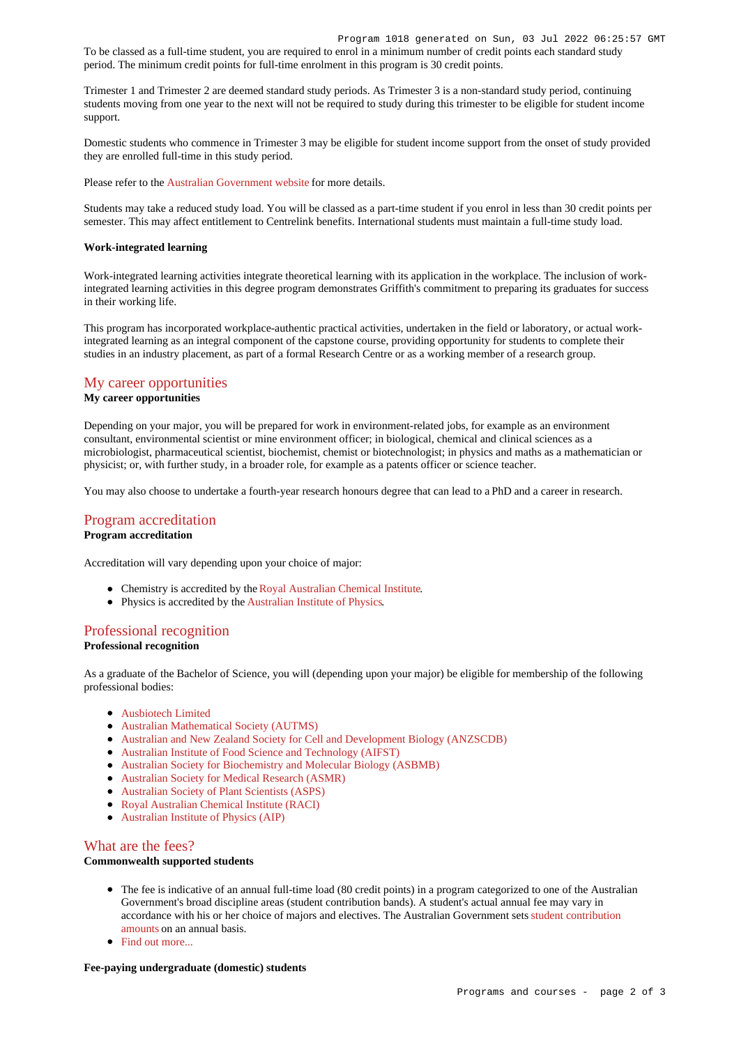To be classed as a full-time student, you are required to enrol in a minimum number of credit points each standard study period. The minimum credit points for full-time enrolment in this program is 30 credit points.

Trimester 1 and Trimester 2 are deemed standard study periods. As Trimester 3 is a non-standard study period, continuing students moving from one year to the next will not be required to study during this trimester to be eligible for student income support.

Domestic students who commence in Trimester 3 may be eligible for student income support from the onset of study provided they are enrolled full-time in this study period.

Please refer to the Australian Government website for more details.

Students may take a reduced study load. You will be classed as a part-time student if you enrol in less than 30 credit points per semester. This may affect entitlement to Centrelink benefits. International students must maintain a full-time study load.

**Work-integrated learning**

Work-integrated learning activities integrate theoretical learning with its application in the workplace. The inclusion of work-integrated learning activities in this degree program demonstrates Griffith's commitment to preparing its graduates for success in their working life.

This program has incorporated workplace-authentic practical activities, undertaken in the field or laboratory, or actual work-integrated learning as an integral component of the capstone course, providing opportunity for students to complete their studies in an industry placement, as part of a formal Research Centre or as a working member of a research group.

## My career opportunities

**My career opportunities**

Depending on your major, you will be prepared for work in environment-related jobs, for example as an environment consultant, environmental scientist or mine environment officer; in biological, chemical and clinical sciences as a microbiologist, pharmaceutical scientist, biochemist, chemist or biotechnologist; in physics and maths as a mathematician or physicist; or, with further study, in a broader role, for example as a patents officer or science teacher.

You may also choose to undertake a fourth-year research honours degree that can lead to a PhD and a career in research.

## Program accreditation

**Program accreditation**

Accreditation will vary depending upon your choice of major:

- Chemistry is accredited by the Royal Australian Chemical Institute.
- Physics is accredited by the Australian Institute of Physics.

## Professional recognition

**Professional recognition**

As a graduate of the Bachelor of Science, you will (depending upon your major) be eligible for membership of the following professional bodies:

- Ausbiotech Limited
- Australian Mathematical Society (AUTMS)
- Australian and New Zealand Society for Cell and Development Biology (ANZSCDB)
- Australian Institute of Food Science and Technology (AIFST)
- Australian Society for Biochemistry and Molecular Biology (ASBMB)
- Australian Society for Medical Research (ASMR)
- Australian Society of Plant Scientists (ASPS)
- Royal Australian Chemical Institute (RACI)
- Australian Institute of Physics (AIP)

## What are the fees?

**Commonwealth supported students**

- The fee is indicative of an annual full-time load (80 credit points) in a program categorized to one of the Australian Government's broad discipline areas (student contribution bands). A student's actual annual fee may vary in accordance with his or her choice of majors and electives. The Australian Government sets student contribution amounts on an annual basis.
- Find out more...

**Fee-paying undergraduate (domestic) students**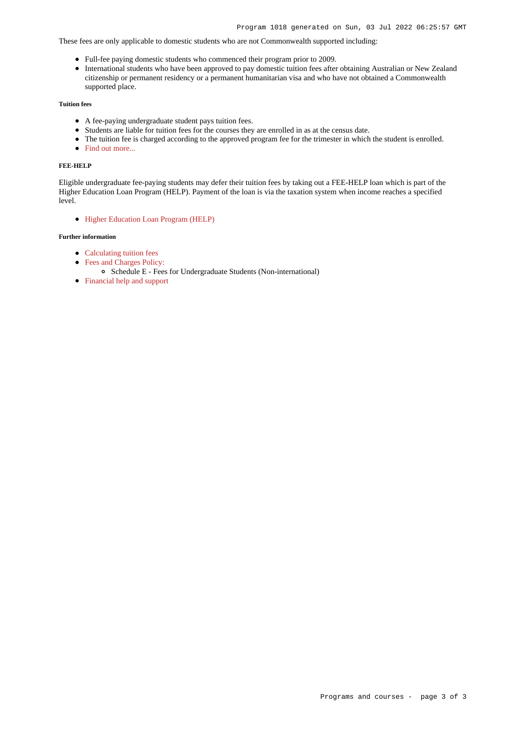These fees are only applicable to domestic students who are not Commonwealth supported including:

- Full-fee paying domestic students who commenced their program prior to 2009.
- International students who have been approved to pay domestic tuition fees after obtaining Australian or New Zealand citizenship or permanent residency or a permanent humanitarian visa and who have not obtained a Commonwealth supported place.

#### Tuition fees

- A fee-paying undergraduate student pays tuition fees.
- Students are liable for tuition fees for the courses they are enrolled in as at the census date.
- The tuition fee is charged according to the approved program fee for the trimester in which the student is enrolled.
- Find out more...

#### FEE-HELP

Eligible undergraduate fee-paying students may defer their tuition fees by taking out a FEE-HELP loan which is part of the Higher Education Loan Program (HELP). Payment of the loan is via the taxation system when income reaches a specified level.

- Higher Education Loan Program (HELP)

#### Further information

- Calculating tuition fees
- Fees and Charges Policy:
  - Schedule E - Fees for Undergraduate Students (Non-international)
- Financial help and support